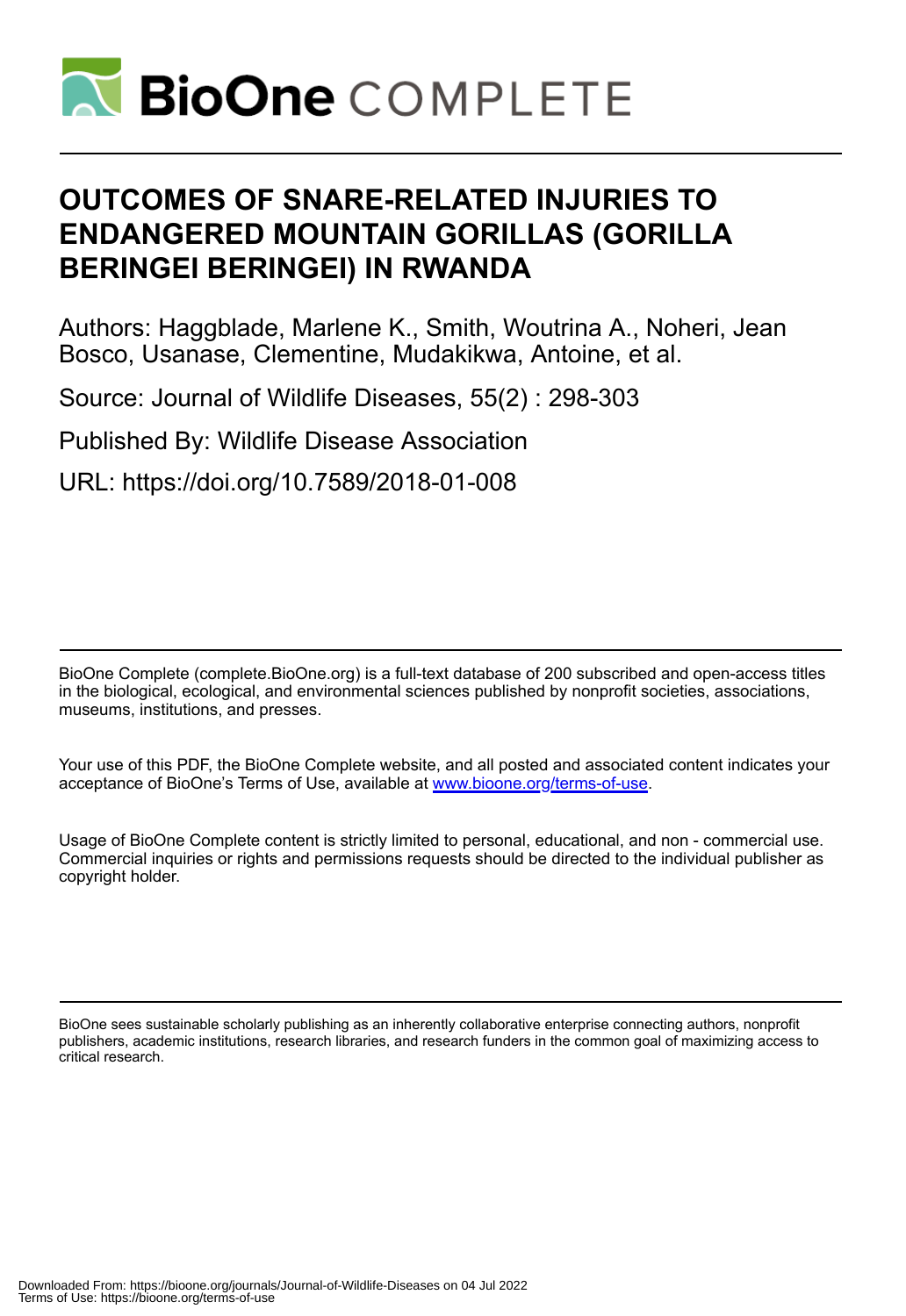# OUTCOMES OF SNARE-RELATED INJURIES TO ENDANGERED MOUNTAIN GORILLAS (GORILLA BERINGEI BERINGEI) IN RWANDA

Authors: Haggblade, Marlene K., Smith, Woutrina A., Noheri, Jean Bosco, Usanase, Clementine, Mudakikwa, Antoine, et al.

Source: Journal of Wildlife Diseases, 55(2) : 298-303

Published By: Wildlife Disease Association

URL: https://doi.org/10.7589/2018-01-008

BioOne Complete (complete.BioOne.org) is a full-text database of 200 subscribed and open-access titles in the biological, ecological, and environmental sciences published by nonprofit societies, associations, museums, institutions, and presses.

Your use of this PDF, the BioOne Complete website, and all posted and associated content indicates your acceptance of BioOne's Terms of Use, available at www.bioone.org/terms-of-use.

Usage of BioOne Complete content is strictly limited to personal, educational, and non - commercial use. Commercial inquiries or rights and permissions requests should be directed to the individual publisher as copyright holder.

BioOne sees sustainable scholarly publishing as an inherently collaborative enterprise connecting authors, nonprofit publishers, academic institutions, research libraries, and research funders in the common goal of maximizing access to critical research.

Downloaded From: https://bioone.org/journals/Journal-of-Wildlife-Diseases on 04 Jul 2022
Terms of Use: https://bioone.org/terms-of-use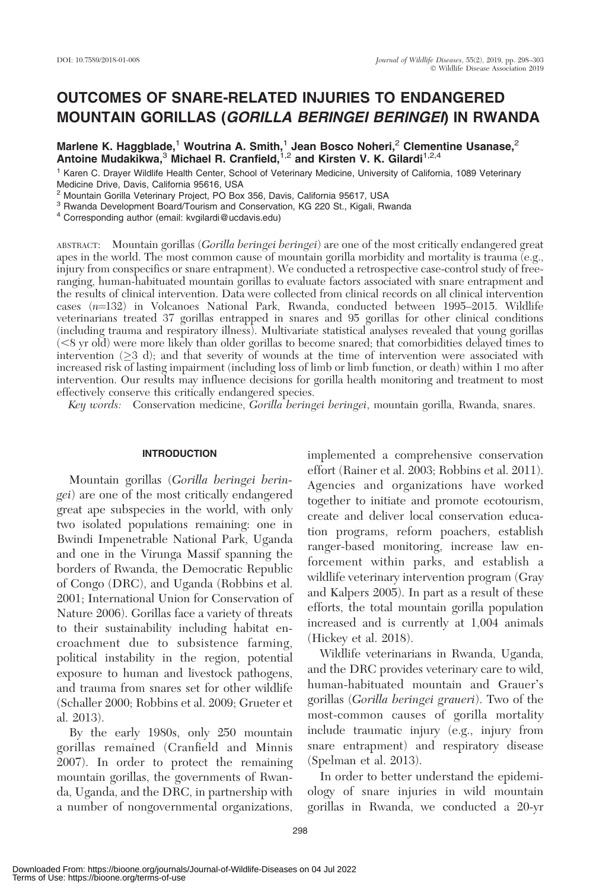# OUTCOMES OF SNARE-RELATED INJURIES TO ENDANGERED MOUNTAIN GORILLAS (*GORILLA BERINGEI BERINGEI*) IN RWANDA

**Marlene K. Haggblade,[1] Woutrina A. Smith,[1] Jean Bosco Noheri,[2] Clementine Usanase,[2] Antoine Mudakikwa,[3] Michael R. Cranfield,[1,2] and Kirsten V. K. Gilardi[1,2,4]**

[1] Karen C. Drayer Wildlife Health Center, School of Veterinary Medicine, University of California, 1089 Veterinary Medicine Drive, Davis, California 95616, USA
[2] Mountain Gorilla Veterinary Project, PO Box 356, Davis, California 95617, USA
[3] Rwanda Development Board/Tourism and Conservation, KG 220 St., Kigali, Rwanda
[4] Corresponding author (email: kvgilardi@ucdavis.edu)

ABSTRACT: Mountain gorillas (*Gorilla beringei beringei*) are one of the most critically endangered great apes in the world. The most common cause of mountain gorilla morbidity and mortality is trauma (e.g., injury from conspecifics or snare entrapment). We conducted a retrospective case-control study of free-ranging, human-habituated mountain gorillas to evaluate factors associated with snare entrapment and the results of clinical intervention. Data were collected from clinical records on all clinical intervention cases ($n$=132) in Volcanoes National Park, Rwanda, conducted between 1995–2015. Wildlife veterinarians treated 37 gorillas entrapped in snares and 95 gorillas for other clinical conditions (including trauma and respiratory illness). Multivariate statistical analyses revealed that young gorillas (<8 yr old) were more likely than older gorillas to become snared; that comorbidities delayed times to intervention (≥3 d); and that severity of wounds at the time of intervention were associated with increased risk of lasting impairment (including loss of limb or limb function, or death) within 1 mo after intervention. Our results may influence decisions for gorilla health monitoring and treatment to most effectively conserve this critically endangered species.

*Key words:* Conservation medicine, *Gorilla beringei beringei*, mountain gorilla, Rwanda, snares.

## INTRODUCTION

Mountain gorillas (*Gorilla beringei beringei*) are one of the most critically endangered great ape subspecies in the world, with only two isolated populations remaining: one in Bwindi Impenetrable National Park, Uganda and one in the Virunga Massif spanning the borders of Rwanda, the Democratic Republic of Congo (DRC), and Uganda (Robbins et al. 2001; International Union for Conservation of Nature 2006). Gorillas face a variety of threats to their sustainability including habitat encroachment due to subsistence farming, political instability in the region, potential exposure to human and livestock pathogens, and trauma from snares set for other wildlife (Schaller 2000; Robbins et al. 2009; Grueter et al. 2013).

By the early 1980s, only 250 mountain gorillas remained (Cranfield and Minnis 2007). In order to protect the remaining mountain gorillas, the governments of Rwanda, Uganda, and the DRC, in partnership with a number of nongovernmental organizations, implemented a comprehensive conservation effort (Rainer et al. 2003; Robbins et al. 2011). Agencies and organizations have worked together to initiate and promote ecotourism, create and deliver local conservation education programs, reform poachers, establish ranger-based monitoring, increase law enforcement within parks, and establish a wildlife veterinary intervention program (Gray and Kalpers 2005). In part as a result of these efforts, the total mountain gorilla population increased and is currently at 1,004 animals (Hickey et al. 2018).

Wildlife veterinarians in Rwanda, Uganda, and the DRC provides veterinary care to wild, human-habituated mountain and Grauer's gorillas (*Gorilla beringei graueri*). Two of the most-common causes of gorilla mortality include traumatic injury (e.g., injury from snare entrapment) and respiratory disease (Spelman et al. 2013).

In order to better understand the epidemiology of snare injuries in wild mountain gorillas in Rwanda, we conducted a 20-yr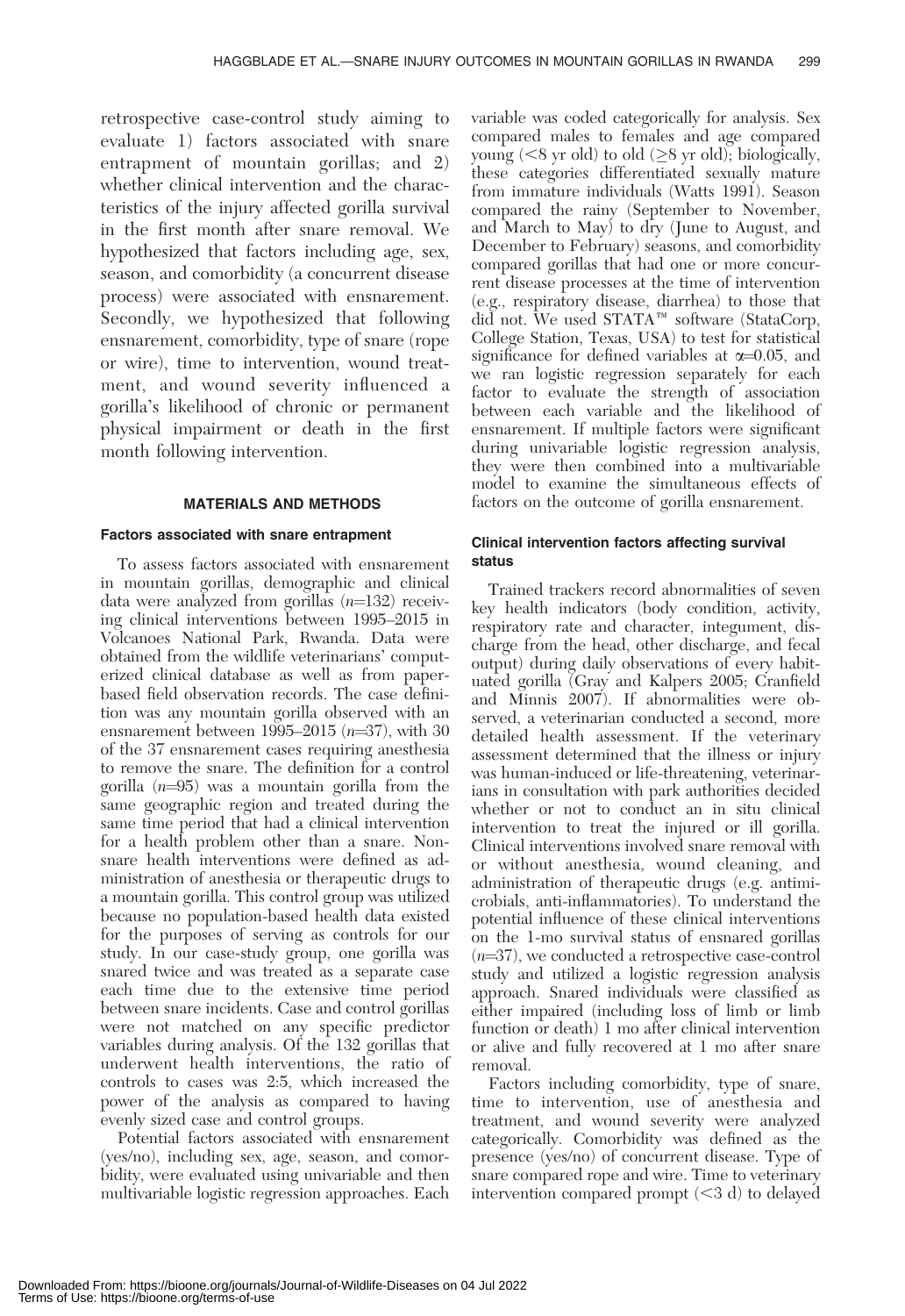retrospective case-control study aiming to evaluate 1) factors associated with snare entrapment of mountain gorillas; and 2) whether clinical intervention and the characteristics of the injury affected gorilla survival in the first month after snare removal. We hypothesized that factors including age, sex, season, and comorbidity (a concurrent disease process) were associated with ensnarement. Secondly, we hypothesized that following ensnarement, comorbidity, type of snare (rope or wire), time to intervention, wound treatment, and wound severity influenced a gorilla's likelihood of chronic or permanent physical impairment or death in the first month following intervention.

## MATERIALS AND METHODS

### Factors associated with snare entrapment

To assess factors associated with ensnarement in mountain gorillas, demographic and clinical data were analyzed from gorillas ($n$=132) receiving clinical interventions between 1995–2015 in Volcanoes National Park, Rwanda. Data were obtained from the wildlife veterinarians' computerized clinical database as well as from paper-based field observation records. The case definition was any mountain gorilla observed with an ensnarement between 1995–2015 ($n$=37), with 30 of the 37 ensnarement cases requiring anesthesia to remove the snare. The definition for a control gorilla ($n$=95) was a mountain gorilla from the same geographic region and treated during the same time period that had a clinical intervention for a health problem other than a snare. Nonsnare health interventions were defined as administration of anesthesia or therapeutic drugs to a mountain gorilla. This control group was utilized because no population-based health data existed for the purposes of serving as controls for our study. In our case-study group, one gorilla was snared twice and was treated as a separate case each time due to the extensive time period between snare incidents. Case and control gorillas were not matched on any specific predictor variables during analysis. Of the 132 gorillas that underwent health interventions, the ratio of controls to cases was 2:5, which increased the power of the analysis as compared to having evenly sized case and control groups.

Potential factors associated with ensnarement (yes/no), including sex, age, season, and comorbidity, were evaluated using univariable and then multivariable logistic regression approaches. Each variable was coded categorically for analysis. Sex compared males to females and age compared young (<8 yr old) to old (≥8 yr old); biologically, these categories differentiated sexually mature from immature individuals (Watts 1991). Season compared the rainy (September to November, and March to May) to dry (June to August, and December to February) seasons, and comorbidity compared gorillas that had one or more concurrent disease processes at the time of intervention (e.g., respiratory disease, diarrhea) to those that did not. We used STATA™ software (StataCorp, College Station, Texas, USA) to test for statistical significance for defined variables at $\alpha$=0.05, and we ran logistic regression separately for each factor to evaluate the strength of association between each variable and the likelihood of ensnarement. If multiple factors were significant during univariable logistic regression analysis, they were then combined into a multivariable model to examine the simultaneous effects of factors on the outcome of gorilla ensnarement.

### Clinical intervention factors affecting survival status

Trained trackers record abnormalities of seven key health indicators (body condition, activity, respiratory rate and character, integument, discharge from the head, other discharge, and fecal output) during daily observations of every habituated gorilla (Gray and Kalpers 2005; Cranfield and Minnis 2007). If abnormalities were observed, a veterinarian conducted a second, more detailed health assessment. If the veterinary assessment determined that the illness or injury was human-induced or life-threatening, veterinarians in consultation with park authorities decided whether or not to conduct an in situ clinical intervention to treat the injured or ill gorilla. Clinical interventions involved snare removal with or without anesthesia, wound cleaning, and administration of therapeutic drugs (e.g. antimicrobials, anti-inflammatories). To understand the potential influence of these clinical interventions on the 1-mo survival status of ensnared gorillas ($n$=37), we conducted a retrospective case-control study and utilized a logistic regression analysis approach. Snared individuals were classified as either impaired (including loss of limb or limb function or death) 1 mo after clinical intervention or alive and fully recovered at 1 mo after snare removal.

Factors including comorbidity, type of snare, time to intervention, use of anesthesia and treatment, and wound severity were analyzed categorically. Comorbidity was defined as the presence (yes/no) of concurrent disease. Type of snare compared rope and wire. Time to veterinary intervention compared prompt (<3 d) to delayed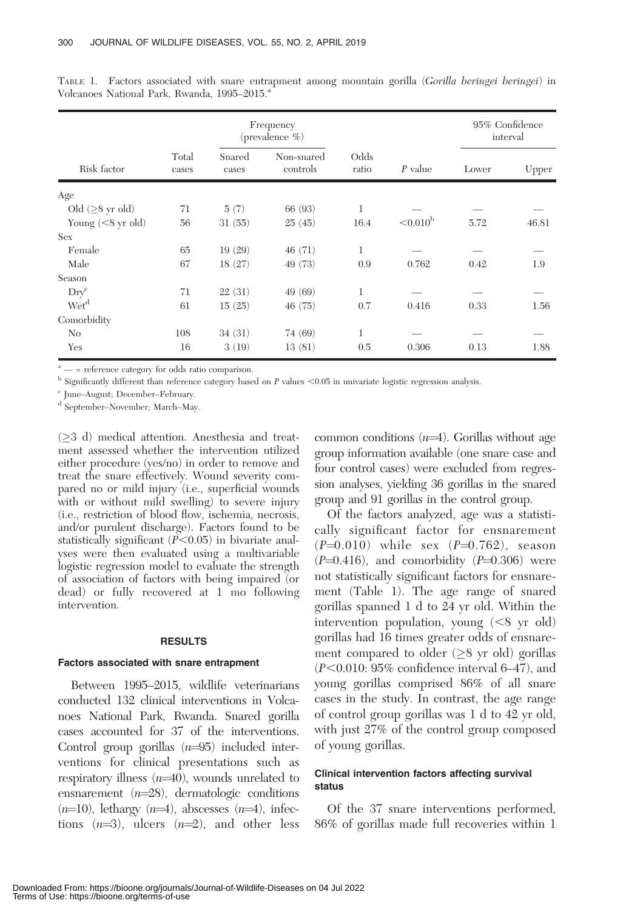TABLE 1. Factors associated with snare entrapment among mountain gorilla (*Gorilla beringei beringei*) in Volcanoes National Park, Rwanda, 1995–2015.[a]

| Risk factor | Total cases | Frequency (prevalence %) | | Odds ratio | *P* value | 95% Confidence interval | |
|---|---|---|---|---|---|---|---|
| | | Snared cases | Non-snared controls | | | Lower | Upper |
| Age | | | | | | | |
| Old (≥8 yr old) | 71 | 5 (7) | 66 (93) | 1 | — | — | — |
| Young (<8 yr old) | 56 | 31 (55) | 25 (45) | 16.4 | <0.010[b] | 5.72 | 46.81 |
| Sex | | | | | | | |
| Female | 65 | 19 (29) | 46 (71) | 1 | — | — | — |
| Male | 67 | 18 (27) | 49 (73) | 0.9 | 0.762 | 0.42 | 1.9 |
| Season | | | | | | | |
| Dry[c] | 71 | 22 (31) | 49 (69) | 1 | — | — | — |
| Wet[d] | 61 | 15 (25) | 46 (75) | 0.7 | 0.416 | 0.33 | 1.56 |
| Comorbidity | | | | | | | |
| No | 108 | 34 (31) | 74 (69) | 1 | — | — | — |
| Yes | 16 | 3 (19) | 13 (81) | 0.5 | 0.306 | 0.13 | 1.88 |

[a] — = reference category for odds ratio comparison.

[b] Significantly different than reference category based on *P* values <0.05 in univariate logistic regression analysis.

[c] June–August; December–February.

[d] September–November; March–May.

(≥3 d) medical attention. Anesthesia and treatment assessed whether the intervention utilized either procedure (yes/no) in order to remove and treat the snare effectively. Wound severity compared no or mild injury (i.e., superficial wounds with or without mild swelling) to severe injury (i.e., restriction of blood flow, ischemia, necrosis, and/or purulent discharge). Factors found to be statistically significant ($P<0.05$) in bivariate analyses were then evaluated using a multivariable logistic regression model to evaluate the strength of association of factors with being impaired (or dead) or fully recovered at 1 mo following intervention.

## RESULTS

### Factors associated with snare entrapment

Between 1995–2015, wildlife veterinarians conducted 132 clinical interventions in Volcanoes National Park, Rwanda. Snared gorilla cases accounted for 37 of the interventions. Control group gorillas ($n=95$) included interventions for clinical presentations such as respiratory illness ($n=40$), wounds unrelated to ensnarement ($n=28$), dermatologic conditions ($n=10$), lethargy ($n=4$), abscesses ($n=4$), infections ($n=3$), ulcers ($n=2$), and other less common conditions ($n=4$). Gorillas without age group information available (one snare case and four control cases) were excluded from regression analyses, yielding 36 gorillas in the snared group and 91 gorillas in the control group.

Of the factors analyzed, age was a statistically significant factor for ensnarement ($P=0.010$) while sex ($P=0.762$), season ($P=0.416$), and comorbidity ($P=0.306$) were not statistically significant factors for ensnarement (Table 1). The age range of snared gorillas spanned 1 d to 24 yr old. Within the intervention population, young (<8 yr old) gorillas had 16 times greater odds of ensnarement compared to older (≥8 yr old) gorillas ($P<0.010$: 95% confidence interval 6–47), and young gorillas comprised 86% of all snare cases in the study. In contrast, the age range of control group gorillas was 1 d to 42 yr old, with just 27% of the control group composed of young gorillas.

### Clinical intervention factors affecting survival status

Of the 37 snare interventions performed, 86% of gorillas made full recoveries within 1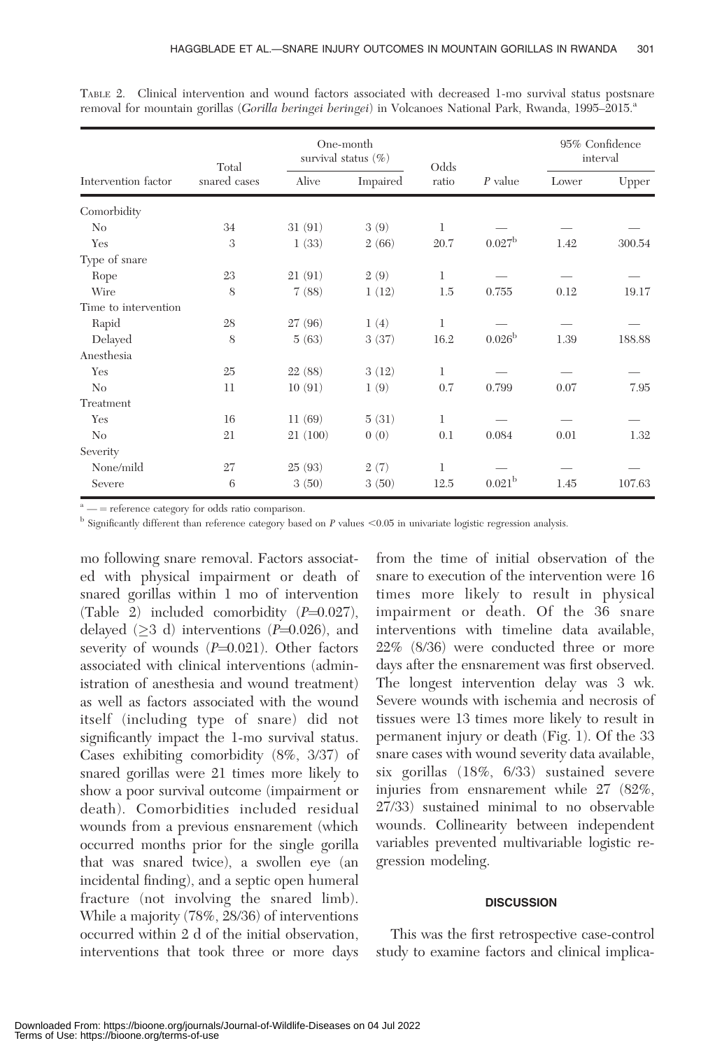TABLE 2. Clinical intervention and wound factors associated with decreased 1-mo survival status postsnare removal for mountain gorillas (*Gorilla beringei beringei*) in Volcanoes National Park, Rwanda, 1995–2015.[a]

| Intervention factor | Total snared cases | One-month survival status (%) | | Odds ratio | *P* value | 95% Confidence interval | |
|---|---|---|---|---|---|---|---|
| | | Alive | Impaired | | | Lower | Upper |
| Comorbidity | | | | | | | |
| No | 34 | 31 (91) | 3 (9) | 1 | — | — | — |
| Yes | 3 | 1 (33) | 2 (66) | 20.7 | 0.027[b] | 1.42 | 300.54 |
| Type of snare | | | | | | | |
| Rope | 23 | 21 (91) | 2 (9) | 1 | — | — | — |
| Wire | 8 | 7 (88) | 1 (12) | 1.5 | 0.755 | 0.12 | 19.17 |
| Time to intervention | | | | | | | |
| Rapid | 28 | 27 (96) | 1 (4) | 1 | — | — | — |
| Delayed | 8 | 5 (63) | 3 (37) | 16.2 | 0.026[b] | 1.39 | 188.88 |
| Anesthesia | | | | | | | |
| Yes | 25 | 22 (88) | 3 (12) | 1 | — | — | — |
| No | 11 | 10 (91) | 1 (9) | 0.7 | 0.799 | 0.07 | 7.95 |
| Treatment | | | | | | | |
| Yes | 16 | 11 (69) | 5 (31) | 1 | — | — | — |
| No | 21 | 21 (100) | 0 (0) | 0.1 | 0.084 | 0.01 | 1.32 |
| Severity | | | | | | | |
| None/mild | 27 | 25 (93) | 2 (7) | 1 | — | — | — |
| Severe | 6 | 3 (50) | 3 (50) | 12.5 | 0.021[b] | 1.45 | 107.63 |

[a] — = reference category for odds ratio comparison.

[b] Significantly different than reference category based on *P* values <0.05 in univariate logistic regression analysis.

mo following snare removal. Factors associated with physical impairment or death of snared gorillas within 1 mo of intervention (Table 2) included comorbidity (*P*=0.027), delayed (≥3 d) interventions (*P*=0.026), and severity of wounds (*P*=0.021). Other factors associated with clinical interventions (administration of anesthesia and wound treatment) as well as factors associated with the wound itself (including type of snare) did not significantly impact the 1-mo survival status. Cases exhibiting comorbidity (8%, 3/37) of snared gorillas were 21 times more likely to show a poor survival outcome (impairment or death). Comorbidities included residual wounds from a previous ensnarement (which occurred months prior for the single gorilla that was snared twice), a swollen eye (an incidental finding), and a septic open humeral fracture (not involving the snared limb). While a majority (78%, 28/36) of interventions occurred within 2 d of the initial observation, interventions that took three or more days from the time of initial observation of the snare to execution of the intervention were 16 times more likely to result in physical impairment or death. Of the 36 snare interventions with timeline data available, 22% (8/36) were conducted three or more days after the ensnarement was first observed. The longest intervention delay was 3 wk. Severe wounds with ischemia and necrosis of tissues were 13 times more likely to result in permanent injury or death (Fig. 1). Of the 33 snare cases with wound severity data available, six gorillas (18%, 6/33) sustained severe injuries from ensnarement while 27 (82%, 27/33) sustained minimal to no observable wounds. Collinearity between independent variables prevented multivariable logistic regression modeling.

## DISCUSSION

This was the first retrospective case-control study to examine factors and clinical implica-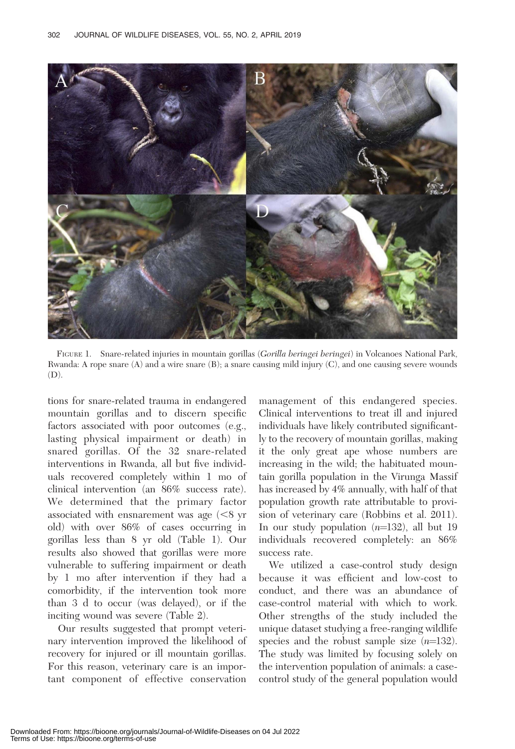FIGURE 1. Snare-related injuries in mountain gorillas (*Gorilla beringei beringei*) in Volcanoes National Park, Rwanda: A rope snare (A) and a wire snare (B); a snare causing mild injury (C), and one causing severe wounds (D).

tions for snare-related trauma in endangered mountain gorillas and to discern specific factors associated with poor outcomes (e.g., lasting physical impairment or death) in snared gorillas. Of the 32 snare-related interventions in Rwanda, all but five individuals recovered completely within 1 mo of clinical intervention (an 86% success rate). We determined that the primary factor associated with ensnarement was age (<8 yr old) with over 86% of cases occurring in gorillas less than 8 yr old (Table 1). Our results also showed that gorillas were more vulnerable to suffering impairment or death by 1 mo after intervention if they had a comorbidity, if the intervention took more than 3 d to occur (was delayed), or if the inciting wound was severe (Table 2).

Our results suggested that prompt veterinary intervention improved the likelihood of recovery for injured or ill mountain gorillas. For this reason, veterinary care is an important component of effective conservation management of this endangered species. Clinical interventions to treat ill and injured individuals have likely contributed significantly to the recovery of mountain gorillas, making it the only great ape whose numbers are increasing in the wild; the habituated mountain gorilla population in the Virunga Massif has increased by 4% annually, with half of that population growth rate attributable to provision of veterinary care (Robbins et al. 2011). In our study population ($n$=132), all but 19 individuals recovered completely: an 86% success rate.

We utilized a case-control study design because it was efficient and low-cost to conduct, and there was an abundance of case-control material with which to work. Other strengths of the study included the unique dataset studying a free-ranging wildlife species and the robust sample size ($n$=132). The study was limited by focusing solely on the intervention population of animals: a case-control study of the general population would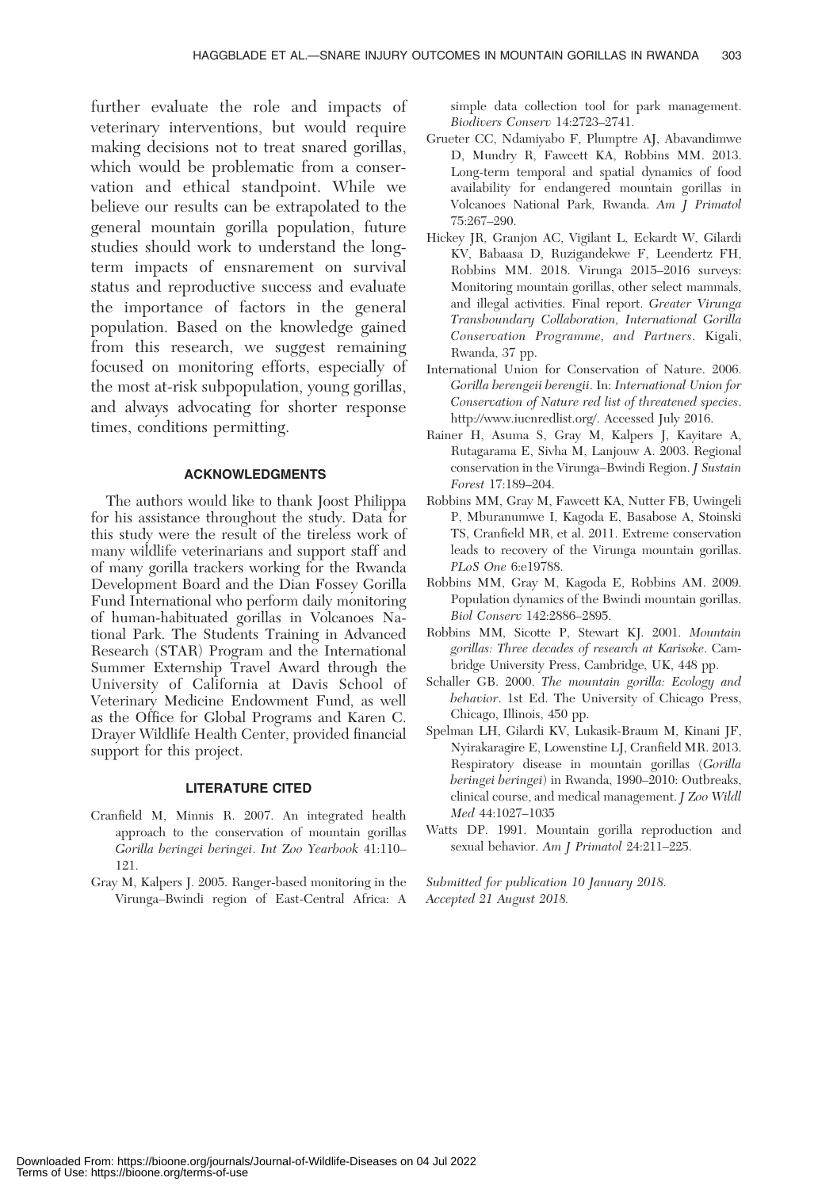further evaluate the role and impacts of veterinary interventions, but would require making decisions not to treat snared gorillas, which would be problematic from a conservation and ethical standpoint. While we believe our results can be extrapolated to the general mountain gorilla population, future studies should work to understand the long-term impacts of ensnarement on survival status and reproductive success and evaluate the importance of factors in the general population. Based on the knowledge gained from this research, we suggest remaining focused on monitoring efforts, especially of the most at-risk subpopulation, young gorillas, and always advocating for shorter response times, conditions permitting.

## ACKNOWLEDGMENTS

The authors would like to thank Joost Philippa for his assistance throughout the study. Data for this study were the result of the tireless work of many wildlife veterinarians and support staff and of many gorilla trackers working for the Rwanda Development Board and the Dian Fossey Gorilla Fund International who perform daily monitoring of human-habituated gorillas in Volcanoes National Park. The Students Training in Advanced Research (STAR) Program and the International Summer Externship Travel Award through the University of California at Davis School of Veterinary Medicine Endowment Fund, as well as the Office for Global Programs and Karen C. Drayer Wildlife Health Center, provided financial support for this project.

## LITERATURE CITED

Cranfield M, Minnis R. 2007. An integrated health approach to the conservation of mountain gorillas *Gorilla beringei beringei*. *Int Zoo Yearbook* 41:110–121.

Gray M, Kalpers J. 2005. Ranger-based monitoring in the Virunga–Bwindi region of East-Central Africa: A simple data collection tool for park management. *Biodivers Conserv* 14:2723–2741.

Grueter CC, Ndamiyabo F, Plumptre AJ, Abavandimwe D, Mundry R, Fawcett KA, Robbins MM. 2013. Long-term temporal and spatial dynamics of food availability for endangered mountain gorillas in Volcanoes National Park, Rwanda. *Am J Primatol* 75:267–290.

Hickey JR, Granjon AC, Vigilant L, Eckardt W, Gilardi KV, Babaasa D, Ruzigandekwe F, Leendertz FH, Robbins MM. 2018. Virunga 2015–2016 surveys: Monitoring mountain gorillas, other select mammals, and illegal activities. Final report. *Greater Virunga Transboundary Collaboration, International Gorilla Conservation Programme, and Partners*. Kigali, Rwanda, 37 pp.

International Union for Conservation of Nature. 2006. *Gorilla berengeii berengii*. In: *International Union for Conservation of Nature red list of threatened species*. http://www.iucnredlist.org/. Accessed July 2016.

Rainer H, Asuma S, Gray M, Kalpers J, Kayitare A, Rutagarama E, Sivha M, Lanjouw A. 2003. Regional conservation in the Virunga–Bwindi Region. *J Sustain Forest* 17:189–204.

Robbins MM, Gray M, Fawcett KA, Nutter FB, Uwingeli P, Mburanumwe I, Kagoda E, Basabose A, Stoinski TS, Cranfield MR, et al. 2011. Extreme conservation leads to recovery of the Virunga mountain gorillas. *PLoS One* 6:e19788.

Robbins MM, Gray M, Kagoda E, Robbins AM. 2009. Population dynamics of the Bwindi mountain gorillas. *Biol Conserv* 142:2886–2895.

Robbins MM, Sicotte P, Stewart KJ. 2001. *Mountain gorillas: Three decades of research at Karisoke*. Cambridge University Press, Cambridge, UK, 448 pp.

Schaller GB. 2000. *The mountain gorilla: Ecology and behavior*. 1st Ed. The University of Chicago Press, Chicago, Illinois, 450 pp.

Spelman LH, Gilardi KV, Lukasik-Braum M, Kinani JF, Nyirakaragire E, Lowenstine LJ, Cranfield MR. 2013. Respiratory disease in mountain gorillas (*Gorilla beringei beringei*) in Rwanda, 1990–2010: Outbreaks, clinical course, and medical management. *J Zoo Wildl Med* 44:1027–1035

Watts DP. 1991. Mountain gorilla reproduction and sexual behavior. *Am J Primatol* 24:211–225.

*Submitted for publication 10 January 2018.*
*Accepted 21 August 2018.*